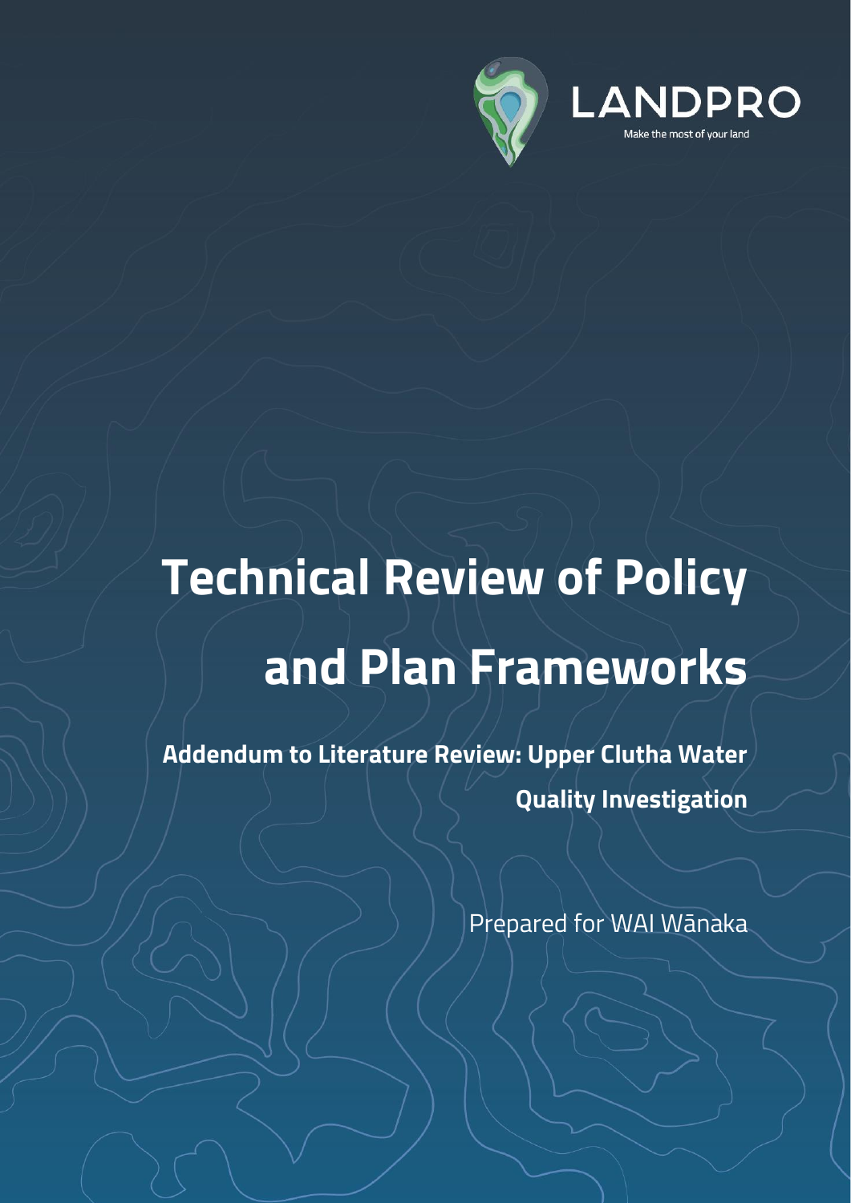LANDPRO

Make the most of your land

# Technical Review of Policy and Plan Frameworks

## Addendum to Literature Review: Upper Clutha Water Quality Investigation

Prepared for WAI Wānaka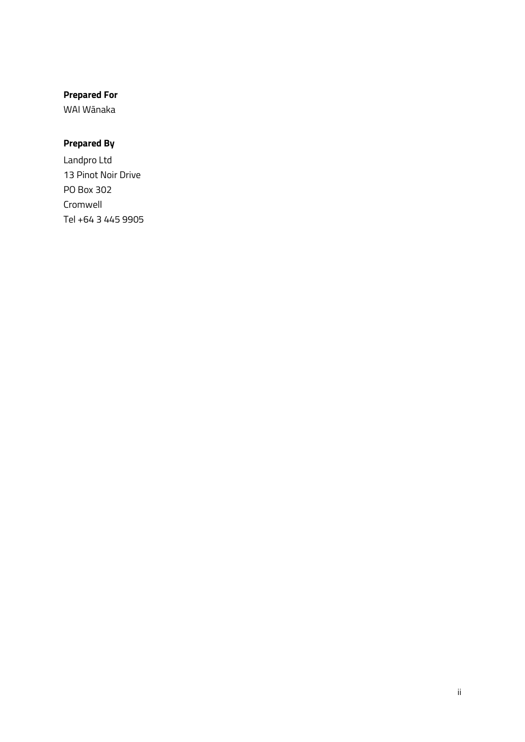**Prepared For**

WAI Wānaka

**Prepared By**

Landpro Ltd
13 Pinot Noir Drive
PO Box 302
Cromwell
Tel +64 3 445 9905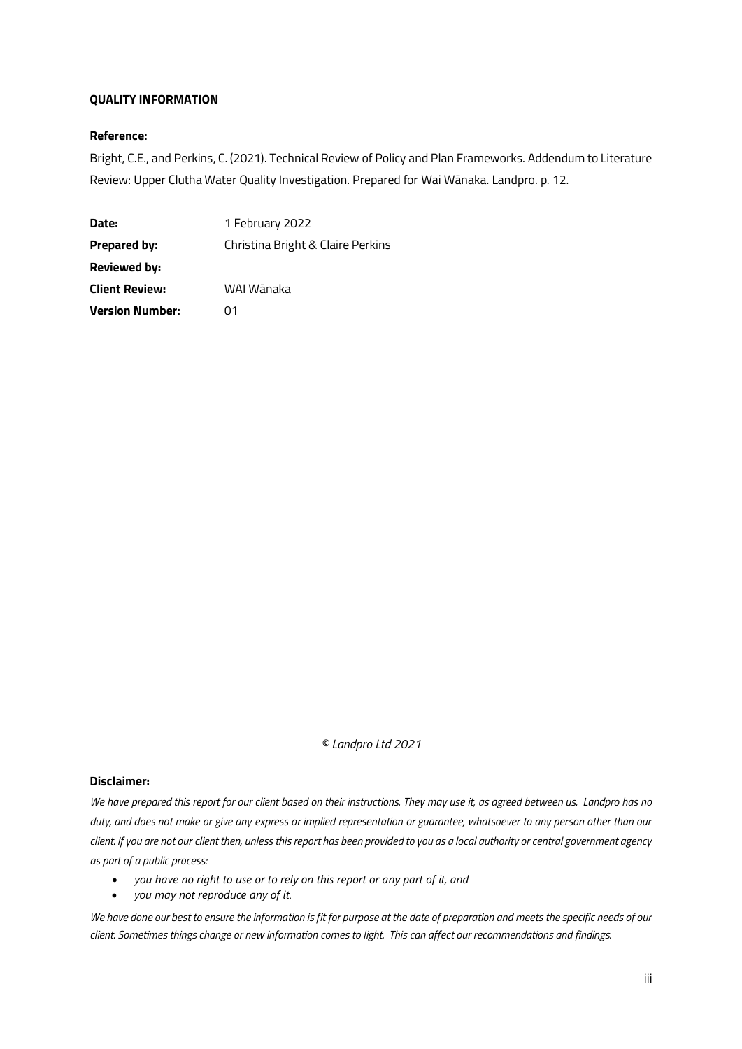**QUALITY INFORMATION**

**Reference:**

Bright, C.E., and Perkins, C. (2021). Technical Review of Policy and Plan Frameworks. Addendum to Literature Review: Upper Clutha Water Quality Investigation. Prepared for Wai Wānaka. Landpro. p. 12.

| | |
|---|---|
| **Date:** | 1 February 2022 |
| **Prepared by:** | Christina Bright & Claire Perkins |
| **Reviewed by:** | |
| **Client Review:** | WAI Wānaka |
| **Version Number:** | 01 |

*© Landpro Ltd 2021*

**Disclaimer:**

*We have prepared this report for our client based on their instructions. They may use it, as agreed between us. Landpro has no duty, and does not make or give any express or implied representation or guarantee, whatsoever to any person other than our client. If you are not our client then, unless this report has been provided to you as a local authority or central government agency as part of a public process:*

- *you have no right to use or to rely on this report or any part of it, and*
- *you may not reproduce any of it.*

*We have done our best to ensure the information is fit for purpose at the date of preparation and meets the specific needs of our client. Sometimes things change or new information comes to light. This can affect our recommendations and findings.*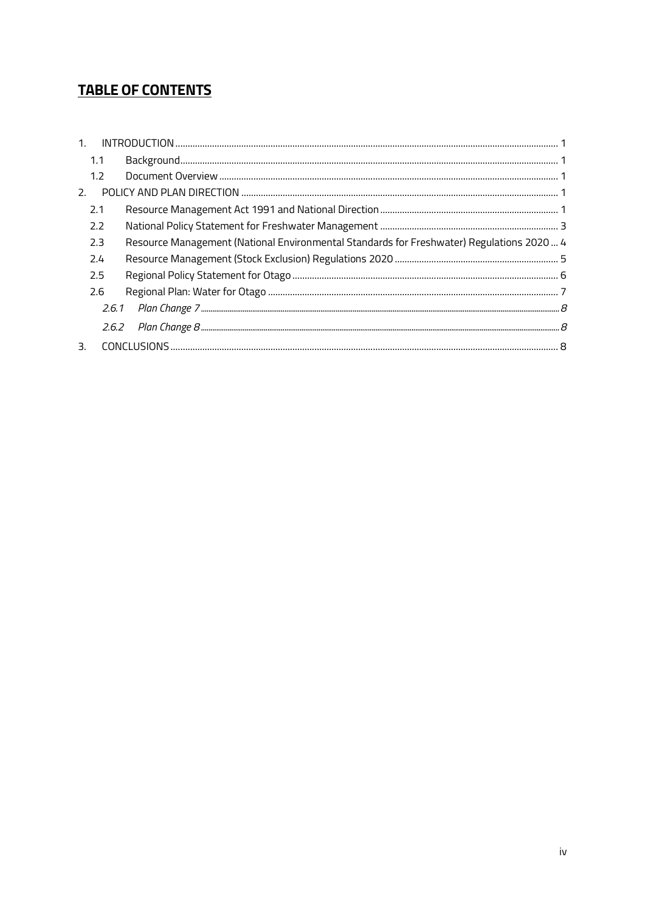# TABLE OF CONTENTS

1. INTRODUCTION ........ 1
   - 1.1 Background ........ 1
   - 1.2 Document Overview ........ 1
2. POLICY AND PLAN DIRECTION ........ 1
   - 2.1 Resource Management Act 1991 and National Direction ........ 1
   - 2.2 National Policy Statement for Freshwater Management ........ 3
   - 2.3 Resource Management (National Environmental Standards for Freshwater) Regulations 2020 ... 4
   - 2.4 Resource Management (Stock Exclusion) Regulations 2020 ........ 5
   - 2.5 Regional Policy Statement for Otago ........ 6
   - 2.6 Regional Plan: Water for Otago ........ 7
     - *2.6.1 Plan Change 7 ........ 8*
     - *2.6.2 Plan Change 8 ........ 8*
3. CONCLUSIONS ........ 8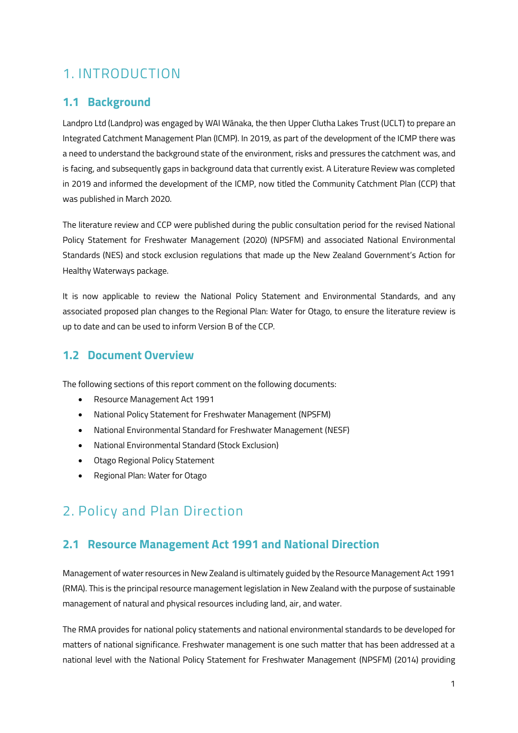# 1. INTRODUCTION

## 1.1 Background

Landpro Ltd (Landpro) was engaged by WAI Wānaka, the then Upper Clutha Lakes Trust (UCLT) to prepare an Integrated Catchment Management Plan (ICMP). In 2019, as part of the development of the ICMP there was a need to understand the background state of the environment, risks and pressures the catchment was, and is facing, and subsequently gaps in background data that currently exist. A Literature Review was completed in 2019 and informed the development of the ICMP, now titled the Community Catchment Plan (CCP) that was published in March 2020.

The literature review and CCP were published during the public consultation period for the revised National Policy Statement for Freshwater Management (2020) (NPSFM) and associated National Environmental Standards (NES) and stock exclusion regulations that made up the New Zealand Government's Action for Healthy Waterways package.

It is now applicable to review the National Policy Statement and Environmental Standards, and any associated proposed plan changes to the Regional Plan: Water for Otago, to ensure the literature review is up to date and can be used to inform Version B of the CCP.

## 1.2 Document Overview

The following sections of this report comment on the following documents:

- Resource Management Act 1991
- National Policy Statement for Freshwater Management (NPSFM)
- National Environmental Standard for Freshwater Management (NESF)
- National Environmental Standard (Stock Exclusion)
- Otago Regional Policy Statement
- Regional Plan: Water for Otago

# 2. Policy and Plan Direction

## 2.1 Resource Management Act 1991 and National Direction

Management of water resources in New Zealand is ultimately guided by the Resource Management Act 1991 (RMA). This is the principal resource management legislation in New Zealand with the purpose of sustainable management of natural and physical resources including land, air, and water.

The RMA provides for national policy statements and national environmental standards to be developed for matters of national significance. Freshwater management is one such matter that has been addressed at a national level with the National Policy Statement for Freshwater Management (NPSFM) (2014) providing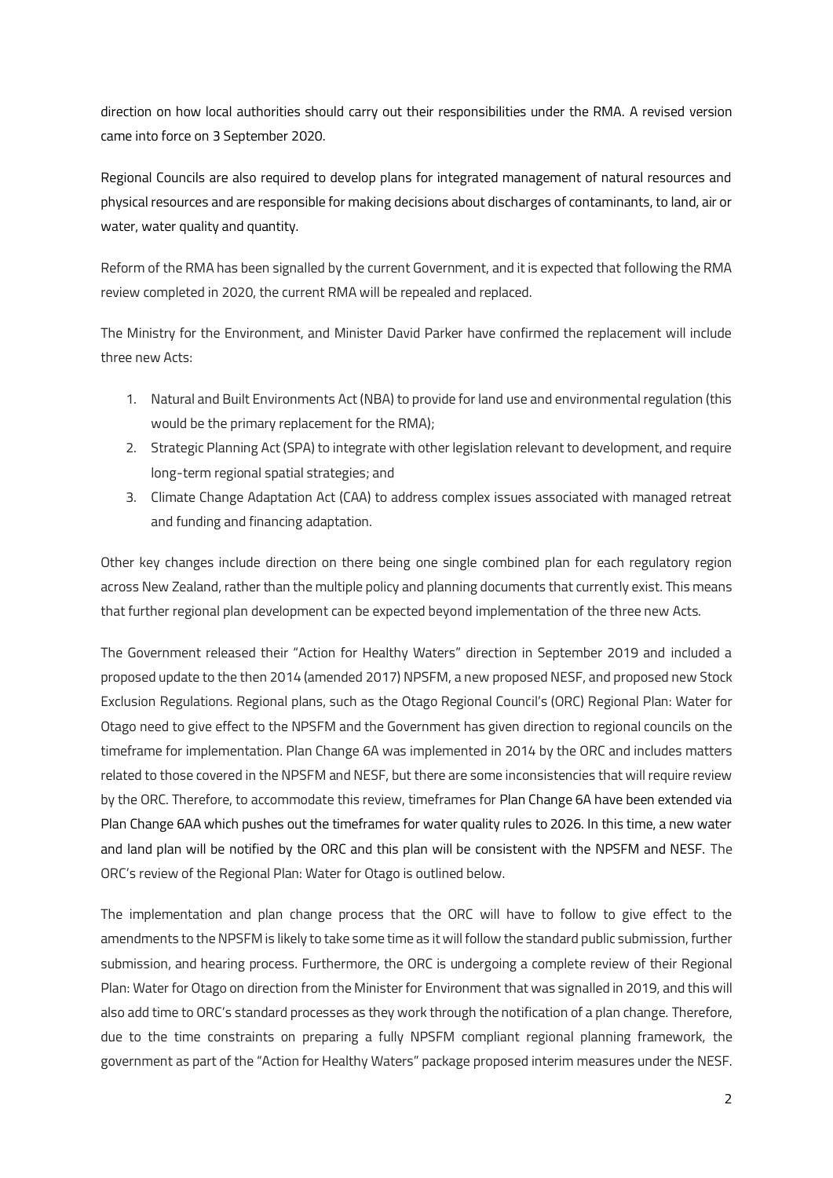direction on how local authorities should carry out their responsibilities under the RMA. A revised version came into force on 3 September 2020.

Regional Councils are also required to develop plans for integrated management of natural resources and physical resources and are responsible for making decisions about discharges of contaminants, to land, air or water, water quality and quantity.

Reform of the RMA has been signalled by the current Government, and it is expected that following the RMA review completed in 2020, the current RMA will be repealed and replaced.

The Ministry for the Environment, and Minister David Parker have confirmed the replacement will include three new Acts:

1. Natural and Built Environments Act (NBA) to provide for land use and environmental regulation (this would be the primary replacement for the RMA);
2. Strategic Planning Act (SPA) to integrate with other legislation relevant to development, and require long-term regional spatial strategies; and
3. Climate Change Adaptation Act (CAA) to address complex issues associated with managed retreat and funding and financing adaptation.

Other key changes include direction on there being one single combined plan for each regulatory region across New Zealand, rather than the multiple policy and planning documents that currently exist. This means that further regional plan development can be expected beyond implementation of the three new Acts.

The Government released their "Action for Healthy Waters" direction in September 2019 and included a proposed update to the then 2014 (amended 2017) NPSFM, a new proposed NESF, and proposed new Stock Exclusion Regulations. Regional plans, such as the Otago Regional Council's (ORC) Regional Plan: Water for Otago need to give effect to the NPSFM and the Government has given direction to regional councils on the timeframe for implementation. Plan Change 6A was implemented in 2014 by the ORC and includes matters related to those covered in the NPSFM and NESF, but there are some inconsistencies that will require review by the ORC. Therefore, to accommodate this review, timeframes for Plan Change 6A have been extended via Plan Change 6AA which pushes out the timeframes for water quality rules to 2026. In this time, a new water and land plan will be notified by the ORC and this plan will be consistent with the NPSFM and NESF. The ORC's review of the Regional Plan: Water for Otago is outlined below.

The implementation and plan change process that the ORC will have to follow to give effect to the amendments to the NPSFM is likely to take some time as it will follow the standard public submission, further submission, and hearing process. Furthermore, the ORC is undergoing a complete review of their Regional Plan: Water for Otago on direction from the Minister for Environment that was signalled in 2019, and this will also add time to ORC's standard processes as they work through the notification of a plan change. Therefore, due to the time constraints on preparing a fully NPSFM compliant regional planning framework, the government as part of the "Action for Healthy Waters" package proposed interim measures under the NESF.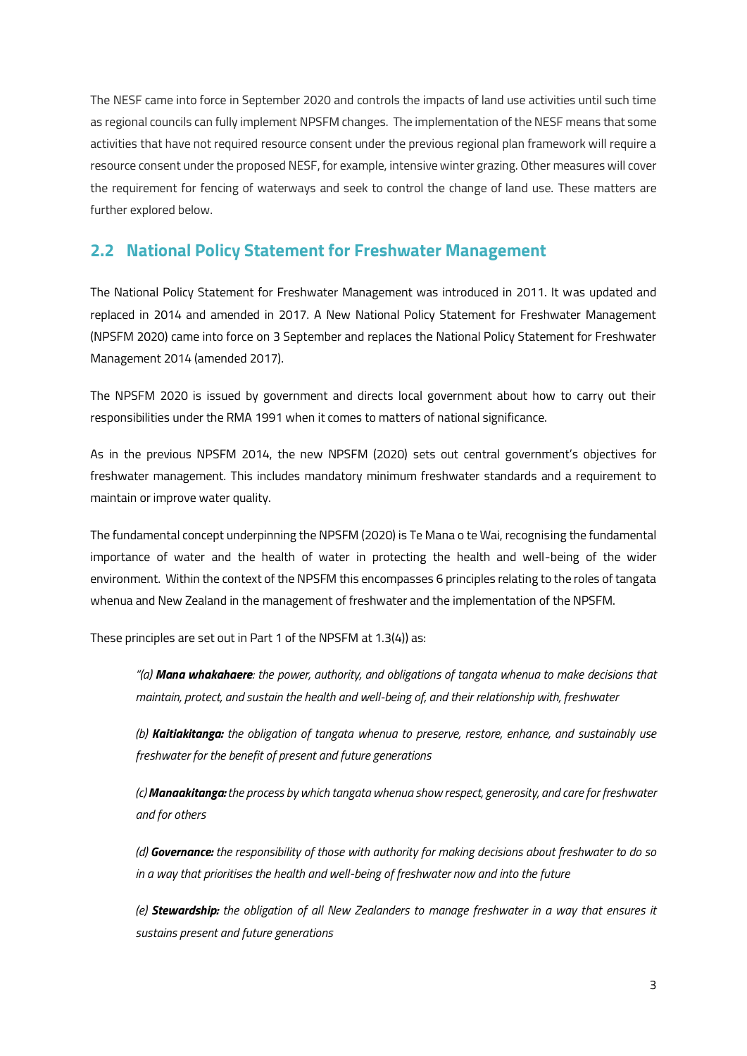The NESF came into force in September 2020 and controls the impacts of land use activities until such time as regional councils can fully implement NPSFM changes. The implementation of the NESF means that some activities that have not required resource consent under the previous regional plan framework will require a resource consent under the proposed NESF, for example, intensive winter grazing. Other measures will cover the requirement for fencing of waterways and seek to control the change of land use. These matters are further explored below.

## 2.2 National Policy Statement for Freshwater Management

The National Policy Statement for Freshwater Management was introduced in 2011. It was updated and replaced in 2014 and amended in 2017. A New National Policy Statement for Freshwater Management (NPSFM 2020) came into force on 3 September and replaces the National Policy Statement for Freshwater Management 2014 (amended 2017).

The NPSFM 2020 is issued by government and directs local government about how to carry out their responsibilities under the RMA 1991 when it comes to matters of national significance.

As in the previous NPSFM 2014, the new NPSFM (2020) sets out central government's objectives for freshwater management. This includes mandatory minimum freshwater standards and a requirement to maintain or improve water quality.

The fundamental concept underpinning the NPSFM (2020) is Te Mana o te Wai, recognising the fundamental importance of water and the health of water in protecting the health and well-being of the wider environment. Within the context of the NPSFM this encompasses 6 principles relating to the roles of tangata whenua and New Zealand in the management of freshwater and the implementation of the NPSFM.

These principles are set out in Part 1 of the NPSFM at 1.3(4)) as:

> *"(a)* ***Mana whakahaere****: the power, authority, and obligations of tangata whenua to make decisions that maintain, protect, and sustain the health and well-being of, and their relationship with, freshwater*
>
> *(b)* ***Kaitiakitanga:*** *the obligation of tangata whenua to preserve, restore, enhance, and sustainably use freshwater for the benefit of present and future generations*
>
> *(c)* ***Manaakitanga:*** *the process by which tangata whenua show respect, generosity, and care for freshwater and for others*
>
> *(d)* ***Governance:*** *the responsibility of those with authority for making decisions about freshwater to do so in a way that prioritises the health and well-being of freshwater now and into the future*
>
> *(e)* ***Stewardship:*** *the obligation of all New Zealanders to manage freshwater in a way that ensures it sustains present and future generations*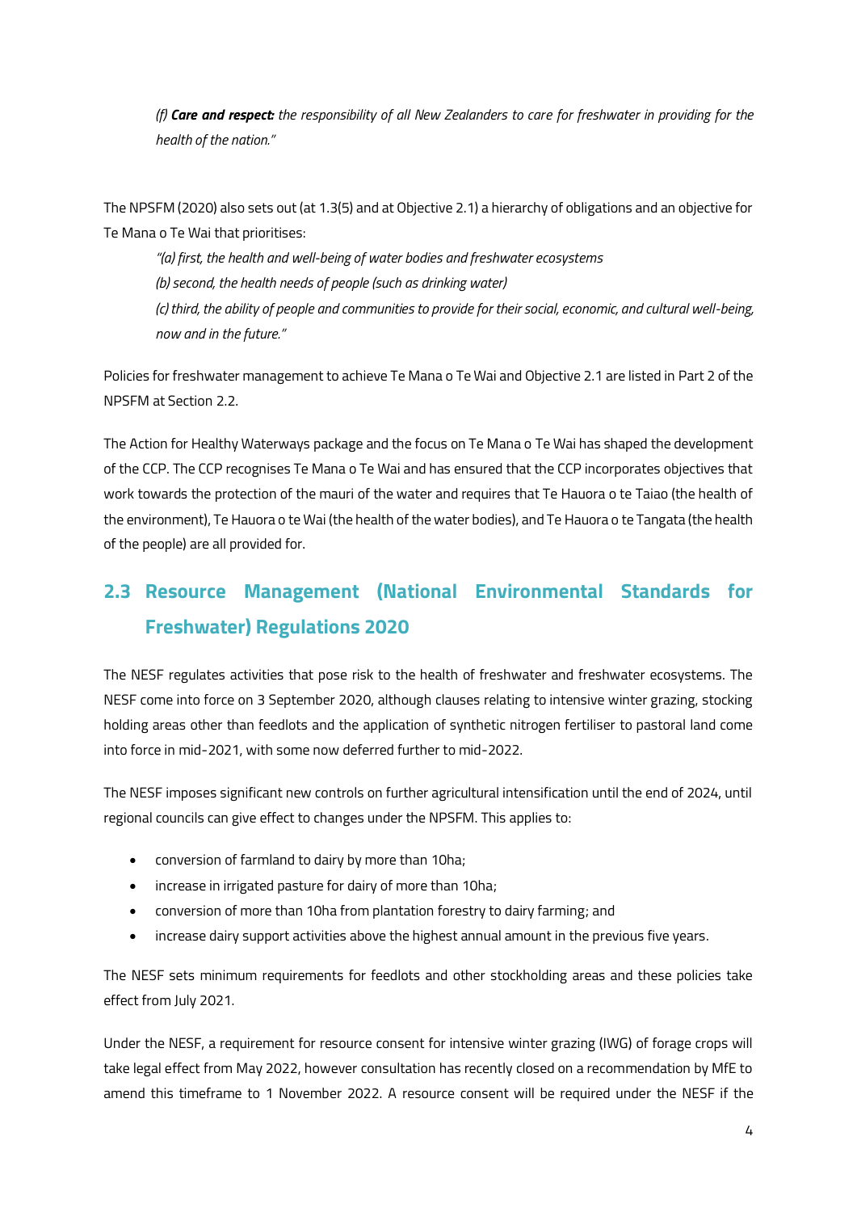*(f) **Care and respect:** the responsibility of all New Zealanders to care for freshwater in providing for the health of the nation."*

The NPSFM (2020) also sets out (at 1.3(5) and at Objective 2.1) a hierarchy of obligations and an objective for Te Mana o Te Wai that prioritises:

> *"(a) first, the health and well-being of water bodies and freshwater ecosystems*
> *(b) second, the health needs of people (such as drinking water)*
> *(c) third, the ability of people and communities to provide for their social, economic, and cultural well-being, now and in the future."*

Policies for freshwater management to achieve Te Mana o Te Wai and Objective 2.1 are listed in Part 2 of the NPSFM at Section 2.2.

The Action for Healthy Waterways package and the focus on Te Mana o Te Wai has shaped the development of the CCP. The CCP recognises Te Mana o Te Wai and has ensured that the CCP incorporates objectives that work towards the protection of the mauri of the water and requires that Te Hauora o te Taiao (the health of the environment), Te Hauora o te Wai (the health of the water bodies), and Te Hauora o te Tangata (the health of the people) are all provided for.

## 2.3 Resource Management (National Environmental Standards for Freshwater) Regulations 2020

The NESF regulates activities that pose risk to the health of freshwater and freshwater ecosystems. The NESF come into force on 3 September 2020, although clauses relating to intensive winter grazing, stocking holding areas other than feedlots and the application of synthetic nitrogen fertiliser to pastoral land come into force in mid-2021, with some now deferred further to mid-2022.

The NESF imposes significant new controls on further agricultural intensification until the end of 2024, until regional councils can give effect to changes under the NPSFM. This applies to:

- conversion of farmland to dairy by more than 10ha;
- increase in irrigated pasture for dairy of more than 10ha;
- conversion of more than 10ha from plantation forestry to dairy farming; and
- increase dairy support activities above the highest annual amount in the previous five years.

The NESF sets minimum requirements for feedlots and other stockholding areas and these policies take effect from July 2021.

Under the NESF, a requirement for resource consent for intensive winter grazing (IWG) of forage crops will take legal effect from May 2022, however consultation has recently closed on a recommendation by MfE to amend this timeframe to 1 November 2022. A resource consent will be required under the NESF if the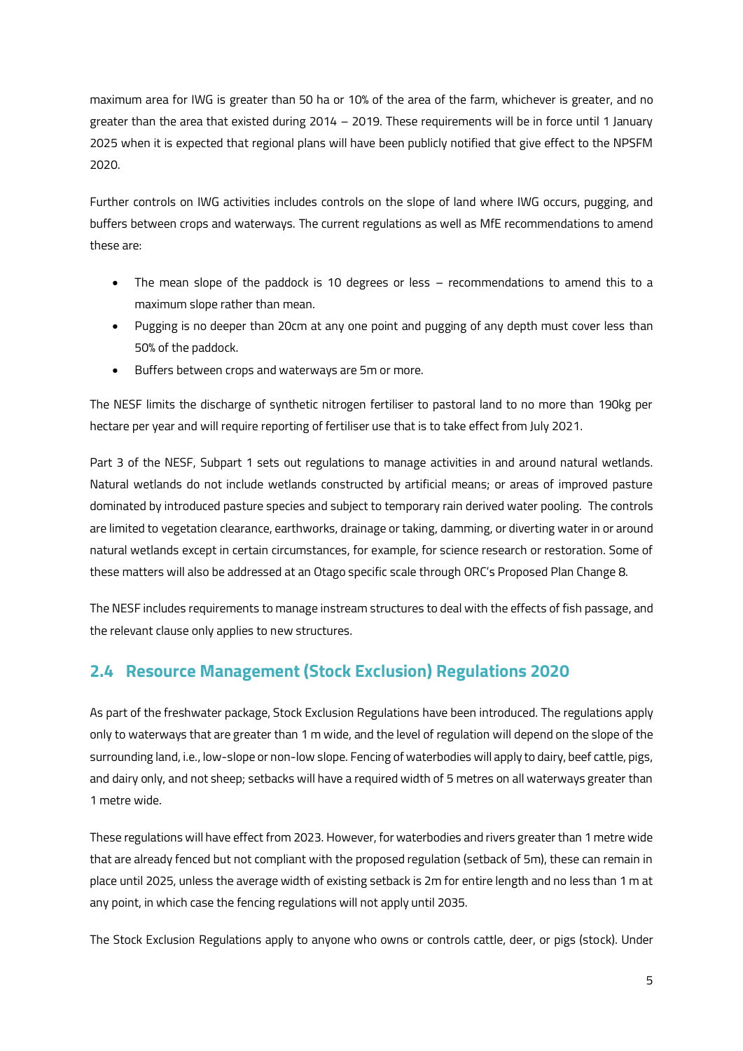maximum area for IWG is greater than 50 ha or 10% of the area of the farm, whichever is greater, and no greater than the area that existed during 2014 – 2019. These requirements will be in force until 1 January 2025 when it is expected that regional plans will have been publicly notified that give effect to the NPSFM 2020.

Further controls on IWG activities includes controls on the slope of land where IWG occurs, pugging, and buffers between crops and waterways. The current regulations as well as MfE recommendations to amend these are:

- The mean slope of the paddock is 10 degrees or less – recommendations to amend this to a maximum slope rather than mean.
- Pugging is no deeper than 20cm at any one point and pugging of any depth must cover less than 50% of the paddock.
- Buffers between crops and waterways are 5m or more.

The NESF limits the discharge of synthetic nitrogen fertiliser to pastoral land to no more than 190kg per hectare per year and will require reporting of fertiliser use that is to take effect from July 2021.

Part 3 of the NESF, Subpart 1 sets out regulations to manage activities in and around natural wetlands. Natural wetlands do not include wetlands constructed by artificial means; or areas of improved pasture dominated by introduced pasture species and subject to temporary rain derived water pooling. The controls are limited to vegetation clearance, earthworks, drainage or taking, damming, or diverting water in or around natural wetlands except in certain circumstances, for example, for science research or restoration. Some of these matters will also be addressed at an Otago specific scale through ORC's Proposed Plan Change 8.

The NESF includes requirements to manage instream structures to deal with the effects of fish passage, and the relevant clause only applies to new structures.

## 2.4 Resource Management (Stock Exclusion) Regulations 2020

As part of the freshwater package, Stock Exclusion Regulations have been introduced. The regulations apply only to waterways that are greater than 1 m wide, and the level of regulation will depend on the slope of the surrounding land, i.e., low-slope or non-low slope. Fencing of waterbodies will apply to dairy, beef cattle, pigs, and dairy only, and not sheep; setbacks will have a required width of 5 metres on all waterways greater than 1 metre wide.

These regulations will have effect from 2023. However, for waterbodies and rivers greater than 1 metre wide that are already fenced but not compliant with the proposed regulation (setback of 5m), these can remain in place until 2025, unless the average width of existing setback is 2m for entire length and no less than 1 m at any point, in which case the fencing regulations will not apply until 2035.

The Stock Exclusion Regulations apply to anyone who owns or controls cattle, deer, or pigs (stock). Under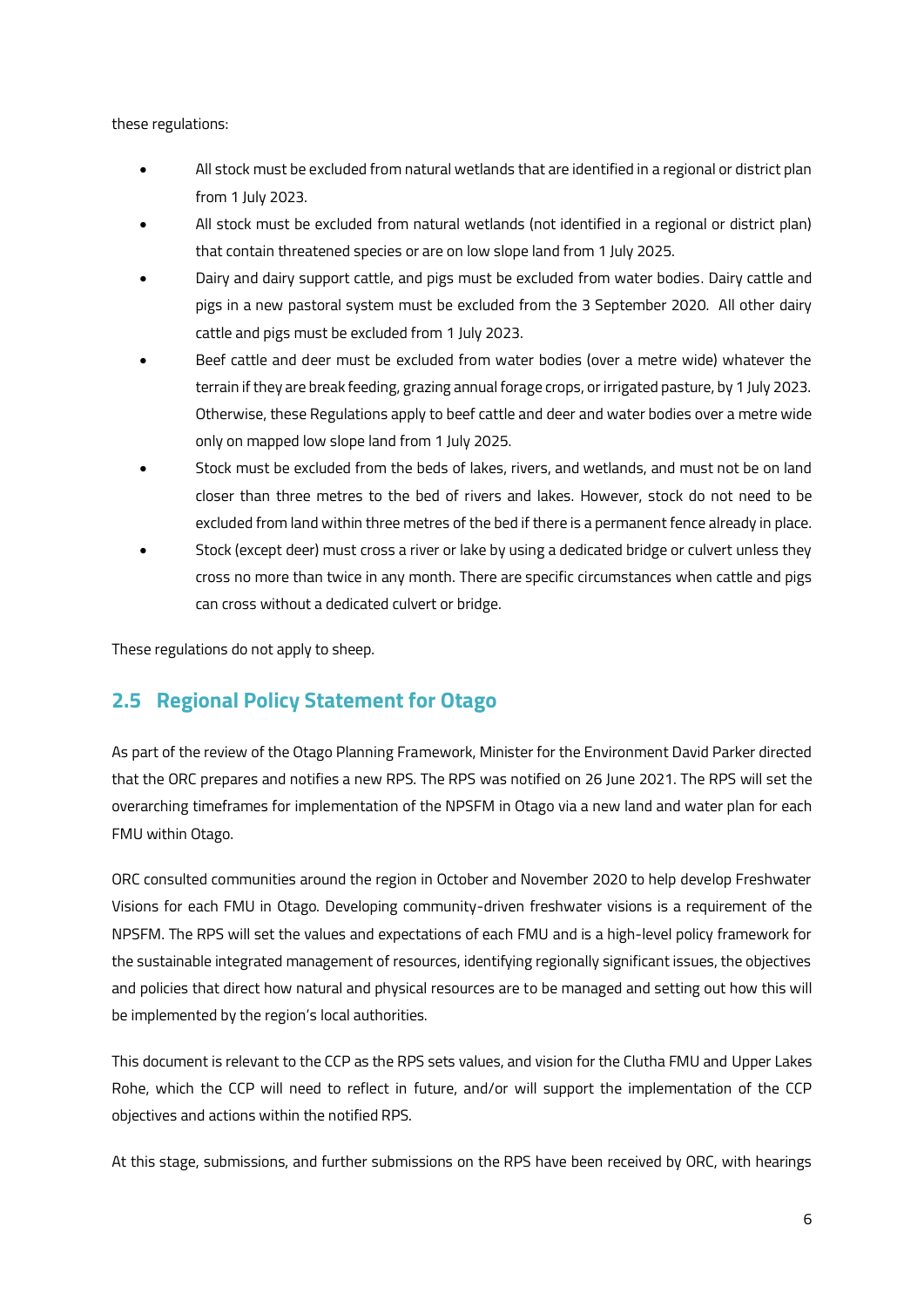these regulations:

- All stock must be excluded from natural wetlands that are identified in a regional or district plan from 1 July 2023.
- All stock must be excluded from natural wetlands (not identified in a regional or district plan) that contain threatened species or are on low slope land from 1 July 2025.
- Dairy and dairy support cattle, and pigs must be excluded from water bodies. Dairy cattle and pigs in a new pastoral system must be excluded from the 3 September 2020. All other dairy cattle and pigs must be excluded from 1 July 2023.
- Beef cattle and deer must be excluded from water bodies (over a metre wide) whatever the terrain if they are break feeding, grazing annual forage crops, or irrigated pasture, by 1 July 2023. Otherwise, these Regulations apply to beef cattle and deer and water bodies over a metre wide only on mapped low slope land from 1 July 2025.
- Stock must be excluded from the beds of lakes, rivers, and wetlands, and must not be on land closer than three metres to the bed of rivers and lakes. However, stock do not need to be excluded from land within three metres of the bed if there is a permanent fence already in place.
- Stock (except deer) must cross a river or lake by using a dedicated bridge or culvert unless they cross no more than twice in any month. There are specific circumstances when cattle and pigs can cross without a dedicated culvert or bridge.

These regulations do not apply to sheep.

## 2.5 Regional Policy Statement for Otago

As part of the review of the Otago Planning Framework, Minister for the Environment David Parker directed that the ORC prepares and notifies a new RPS. The RPS was notified on 26 June 2021. The RPS will set the overarching timeframes for implementation of the NPSFM in Otago via a new land and water plan for each FMU within Otago.

ORC consulted communities around the region in October and November 2020 to help develop Freshwater Visions for each FMU in Otago. Developing community-driven freshwater visions is a requirement of the NPSFM. The RPS will set the values and expectations of each FMU and is a high-level policy framework for the sustainable integrated management of resources, identifying regionally significant issues, the objectives and policies that direct how natural and physical resources are to be managed and setting out how this will be implemented by the region's local authorities.

This document is relevant to the CCP as the RPS sets values, and vision for the Clutha FMU and Upper Lakes Rohe, which the CCP will need to reflect in future, and/or will support the implementation of the CCP objectives and actions within the notified RPS.

At this stage, submissions, and further submissions on the RPS have been received by ORC, with hearings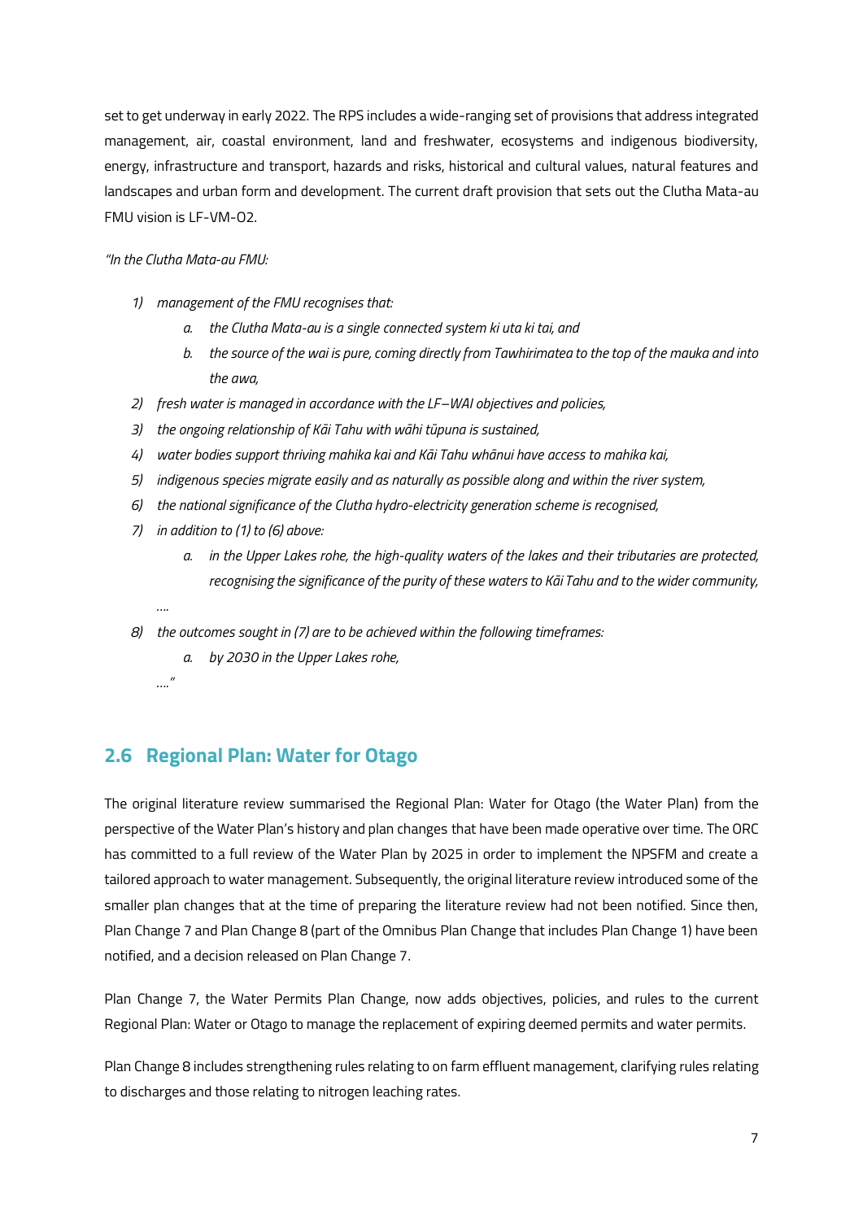set to get underway in early 2022. The RPS includes a wide-ranging set of provisions that address integrated management, air, coastal environment, land and freshwater, ecosystems and indigenous biodiversity, energy, infrastructure and transport, hazards and risks, historical and cultural values, natural features and landscapes and urban form and development. The current draft provision that sets out the Clutha Mata-au FMU vision is LF-VM-O2.

*"In the Clutha Mata-au FMU:*

1) *management of the FMU recognises that:*
   a. *the Clutha Mata-au is a single connected system ki uta ki tai, and*
   b. *the source of the wai is pure, coming directly from Tawhirimatea to the top of the mauka and into the awa,*
2) *fresh water is managed in accordance with the LF–WAI objectives and policies,*
3) *the ongoing relationship of Kāi Tahu with wāhi tūpuna is sustained,*
4) *water bodies support thriving mahika kai and Kāi Tahu whānui have access to mahika kai,*
5) *indigenous species migrate easily and as naturally as possible along and within the river system,*
6) *the national significance of the Clutha hydro-electricity generation scheme is recognised,*
7) *in addition to (1) to (6) above:*
   a. *in the Upper Lakes rohe, the high-quality waters of the lakes and their tributaries are protected, recognising the significance of the purity of these waters to Kāi Tahu and to the wider community,*

   *….*
8) *the outcomes sought in (7) are to be achieved within the following timeframes:*
   a. *by 2030 in the Upper Lakes rohe,*

   *…."*

## 2.6 Regional Plan: Water for Otago

The original literature review summarised the Regional Plan: Water for Otago (the Water Plan) from the perspective of the Water Plan's history and plan changes that have been made operative over time. The ORC has committed to a full review of the Water Plan by 2025 in order to implement the NPSFM and create a tailored approach to water management. Subsequently, the original literature review introduced some of the smaller plan changes that at the time of preparing the literature review had not been notified. Since then, Plan Change 7 and Plan Change 8 (part of the Omnibus Plan Change that includes Plan Change 1) have been notified, and a decision released on Plan Change 7.

Plan Change 7, the Water Permits Plan Change, now adds objectives, policies, and rules to the current Regional Plan: Water or Otago to manage the replacement of expiring deemed permits and water permits.

Plan Change 8 includes strengthening rules relating to on farm effluent management, clarifying rules relating to discharges and those relating to nitrogen leaching rates.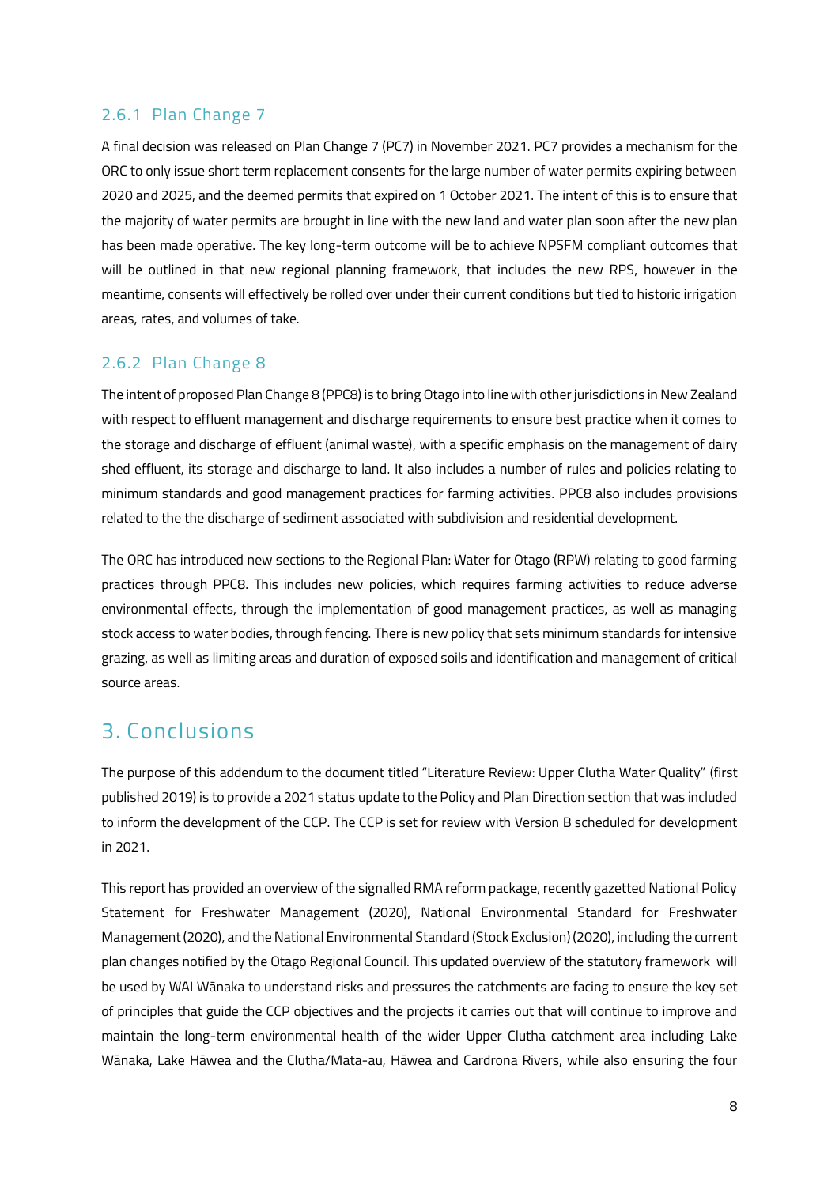### 2.6.1 Plan Change 7

A final decision was released on Plan Change 7 (PC7) in November 2021. PC7 provides a mechanism for the ORC to only issue short term replacement consents for the large number of water permits expiring between 2020 and 2025, and the deemed permits that expired on 1 October 2021. The intent of this is to ensure that the majority of water permits are brought in line with the new land and water plan soon after the new plan has been made operative. The key long-term outcome will be to achieve NPSFM compliant outcomes that will be outlined in that new regional planning framework, that includes the new RPS, however in the meantime, consents will effectively be rolled over under their current conditions but tied to historic irrigation areas, rates, and volumes of take.

### 2.6.2 Plan Change 8

The intent of proposed Plan Change 8 (PPC8) is to bring Otago into line with other jurisdictions in New Zealand with respect to effluent management and discharge requirements to ensure best practice when it comes to the storage and discharge of effluent (animal waste), with a specific emphasis on the management of dairy shed effluent, its storage and discharge to land. It also includes a number of rules and policies relating to minimum standards and good management practices for farming activities. PPC8 also includes provisions related to the the discharge of sediment associated with subdivision and residential development.

The ORC has introduced new sections to the Regional Plan: Water for Otago (RPW) relating to good farming practices through PPC8. This includes new policies, which requires farming activities to reduce adverse environmental effects, through the implementation of good management practices, as well as managing stock access to water bodies, through fencing. There is new policy that sets minimum standards for intensive grazing, as well as limiting areas and duration of exposed soils and identification and management of critical source areas.

## 3. Conclusions

The purpose of this addendum to the document titled "Literature Review: Upper Clutha Water Quality" (first published 2019) is to provide a 2021 status update to the Policy and Plan Direction section that was included to inform the development of the CCP. The CCP is set for review with Version B scheduled for development in 2021.

This report has provided an overview of the signalled RMA reform package, recently gazetted National Policy Statement for Freshwater Management (2020), National Environmental Standard for Freshwater Management (2020), and the National Environmental Standard (Stock Exclusion) (2020), including the current plan changes notified by the Otago Regional Council. This updated overview of the statutory framework will be used by WAI Wānaka to understand risks and pressures the catchments are facing to ensure the key set of principles that guide the CCP objectives and the projects it carries out that will continue to improve and maintain the long-term environmental health of the wider Upper Clutha catchment area including Lake Wānaka, Lake Hāwea and the Clutha/Mata-au, Hāwea and Cardrona Rivers, while also ensuring the four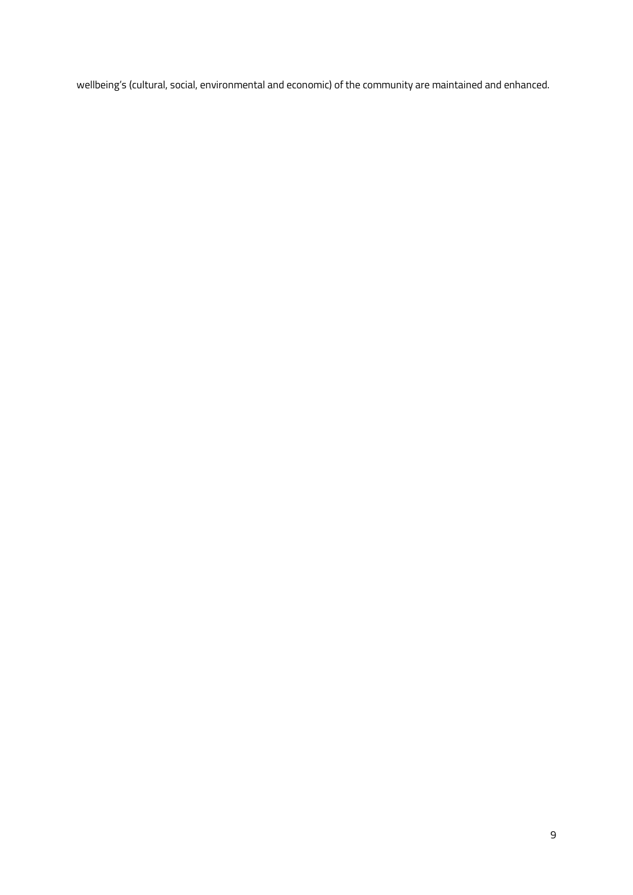wellbeing's (cultural, social, environmental and economic) of the community are maintained and enhanced.